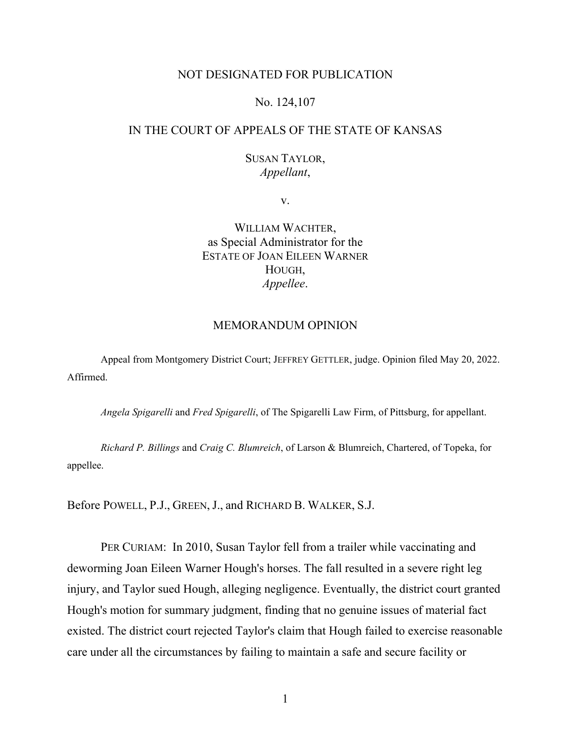NOT DESIGNATED FOR PUBLICATION

No. 124,107

IN THE COURT OF APPEALS OF THE STATE OF KANSAS

SUSAN TAYLOR,
*Appellant*,

v.

WILLIAM WACHTER,
as Special Administrator for the
ESTATE OF JOAN EILEEN WARNER
HOUGH,
*Appellee*.

MEMORANDUM OPINION

Appeal from Montgomery District Court; JEFFREY GETTLER, judge. Opinion filed May 20, 2022. Affirmed.

*Angela Spigarelli* and *Fred Spigarelli*, of The Spigarelli Law Firm, of Pittsburg, for appellant.

*Richard P. Billings* and *Craig C. Blumreich*, of Larson & Blumreich, Chartered, of Topeka, for appellee.

Before POWELL, P.J., GREEN, J., and RICHARD B. WALKER, S.J.

PER CURIAM: In 2010, Susan Taylor fell from a trailer while vaccinating and deworming Joan Eileen Warner Hough's horses. The fall resulted in a severe right leg injury, and Taylor sued Hough, alleging negligence. Eventually, the district court granted Hough's motion for summary judgment, finding that no genuine issues of material fact existed. The district court rejected Taylor's claim that Hough failed to exercise reasonable care under all the circumstances by failing to maintain a safe and secure facility or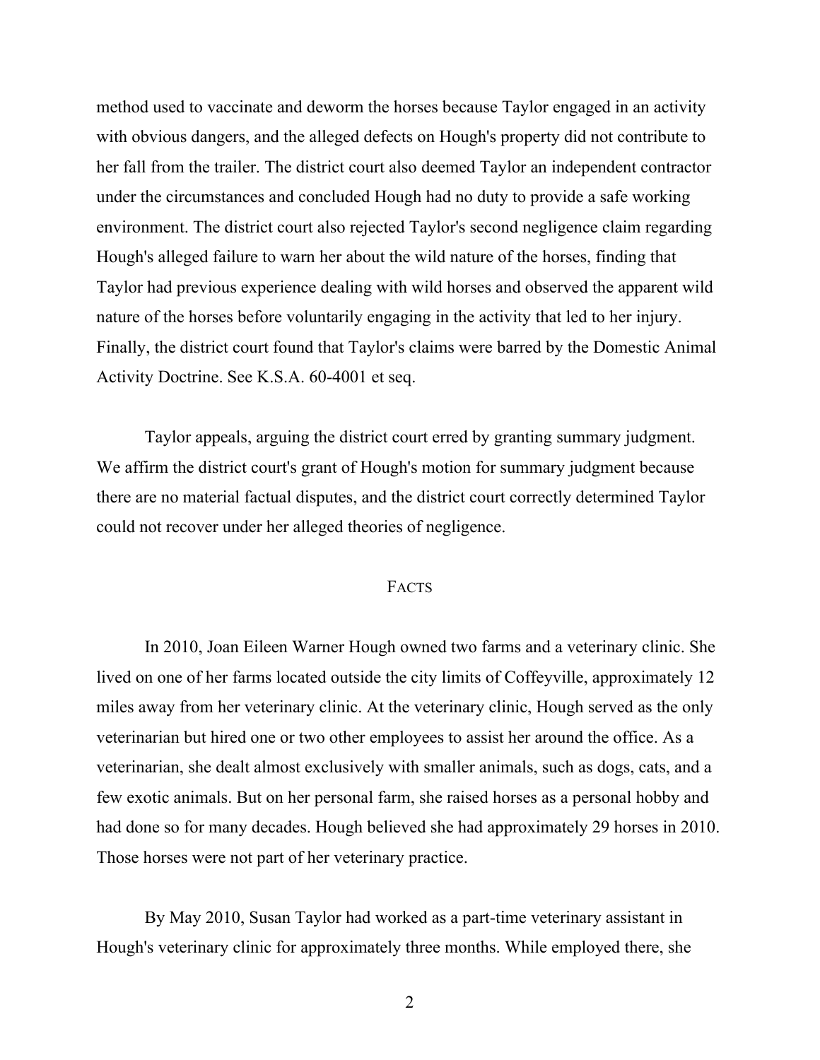method used to vaccinate and deworm the horses because Taylor engaged in an activity with obvious dangers, and the alleged defects on Hough's property did not contribute to her fall from the trailer. The district court also deemed Taylor an independent contractor under the circumstances and concluded Hough had no duty to provide a safe working environment. The district court also rejected Taylor's second negligence claim regarding Hough's alleged failure to warn her about the wild nature of the horses, finding that Taylor had previous experience dealing with wild horses and observed the apparent wild nature of the horses before voluntarily engaging in the activity that led to her injury. Finally, the district court found that Taylor's claims were barred by the Domestic Animal Activity Doctrine. See K.S.A. 60-4001 et seq.

Taylor appeals, arguing the district court erred by granting summary judgment. We affirm the district court's grant of Hough's motion for summary judgment because there are no material factual disputes, and the district court correctly determined Taylor could not recover under her alleged theories of negligence.

## FACTS

In 2010, Joan Eileen Warner Hough owned two farms and a veterinary clinic. She lived on one of her farms located outside the city limits of Coffeyville, approximately 12 miles away from her veterinary clinic. At the veterinary clinic, Hough served as the only veterinarian but hired one or two other employees to assist her around the office. As a veterinarian, she dealt almost exclusively with smaller animals, such as dogs, cats, and a few exotic animals. But on her personal farm, she raised horses as a personal hobby and had done so for many decades. Hough believed she had approximately 29 horses in 2010. Those horses were not part of her veterinary practice.

By May 2010, Susan Taylor had worked as a part-time veterinary assistant in Hough's veterinary clinic for approximately three months. While employed there, she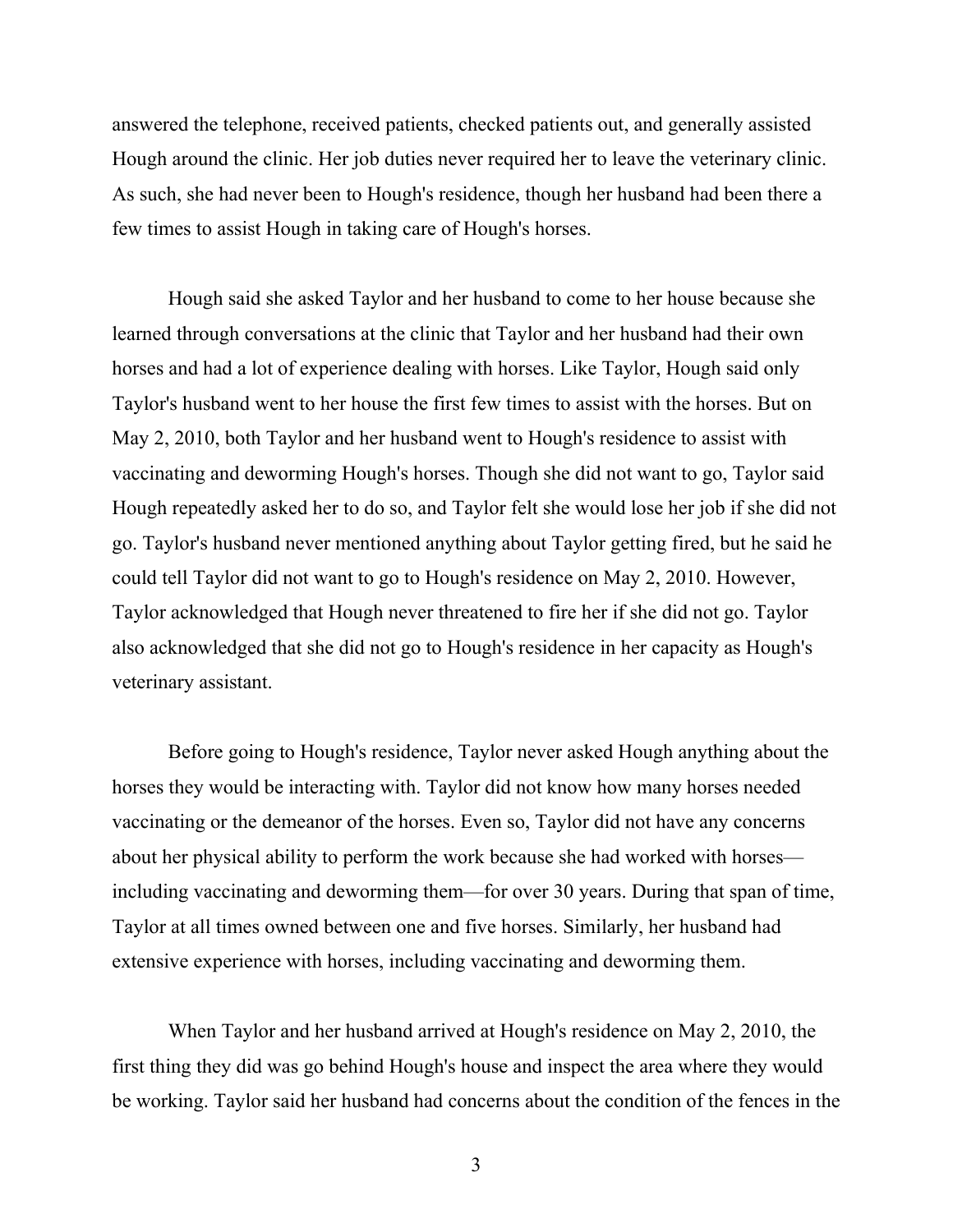answered the telephone, received patients, checked patients out, and generally assisted Hough around the clinic. Her job duties never required her to leave the veterinary clinic. As such, she had never been to Hough's residence, though her husband had been there a few times to assist Hough in taking care of Hough's horses.

Hough said she asked Taylor and her husband to come to her house because she learned through conversations at the clinic that Taylor and her husband had their own horses and had a lot of experience dealing with horses. Like Taylor, Hough said only Taylor's husband went to her house the first few times to assist with the horses. But on May 2, 2010, both Taylor and her husband went to Hough's residence to assist with vaccinating and deworming Hough's horses. Though she did not want to go, Taylor said Hough repeatedly asked her to do so, and Taylor felt she would lose her job if she did not go. Taylor's husband never mentioned anything about Taylor getting fired, but he said he could tell Taylor did not want to go to Hough's residence on May 2, 2010. However, Taylor acknowledged that Hough never threatened to fire her if she did not go. Taylor also acknowledged that she did not go to Hough's residence in her capacity as Hough's veterinary assistant.

Before going to Hough's residence, Taylor never asked Hough anything about the horses they would be interacting with. Taylor did not know how many horses needed vaccinating or the demeanor of the horses. Even so, Taylor did not have any concerns about her physical ability to perform the work because she had worked with horses—including vaccinating and deworming them—for over 30 years. During that span of time, Taylor at all times owned between one and five horses. Similarly, her husband had extensive experience with horses, including vaccinating and deworming them.

When Taylor and her husband arrived at Hough's residence on May 2, 2010, the first thing they did was go behind Hough's house and inspect the area where they would be working. Taylor said her husband had concerns about the condition of the fences in the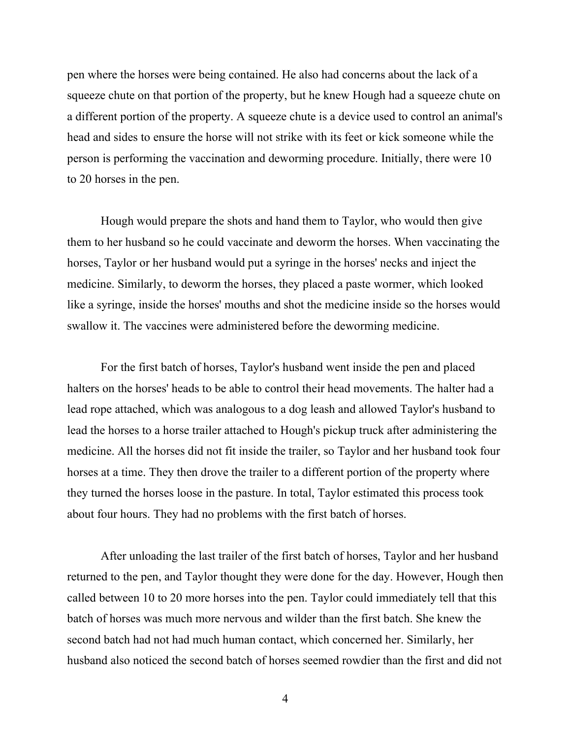pen where the horses were being contained. He also had concerns about the lack of a squeeze chute on that portion of the property, but he knew Hough had a squeeze chute on a different portion of the property. A squeeze chute is a device used to control an animal's head and sides to ensure the horse will not strike with its feet or kick someone while the person is performing the vaccination and deworming procedure. Initially, there were 10 to 20 horses in the pen.

Hough would prepare the shots and hand them to Taylor, who would then give them to her husband so he could vaccinate and deworm the horses. When vaccinating the horses, Taylor or her husband would put a syringe in the horses' necks and inject the medicine. Similarly, to deworm the horses, they placed a paste wormer, which looked like a syringe, inside the horses' mouths and shot the medicine inside so the horses would swallow it. The vaccines were administered before the deworming medicine.

For the first batch of horses, Taylor's husband went inside the pen and placed halters on the horses' heads to be able to control their head movements. The halter had a lead rope attached, which was analogous to a dog leash and allowed Taylor's husband to lead the horses to a horse trailer attached to Hough's pickup truck after administering the medicine. All the horses did not fit inside the trailer, so Taylor and her husband took four horses at a time. They then drove the trailer to a different portion of the property where they turned the horses loose in the pasture. In total, Taylor estimated this process took about four hours. They had no problems with the first batch of horses.

After unloading the last trailer of the first batch of horses, Taylor and her husband returned to the pen, and Taylor thought they were done for the day. However, Hough then called between 10 to 20 more horses into the pen. Taylor could immediately tell that this batch of horses was much more nervous and wilder than the first batch. She knew the second batch had not had much human contact, which concerned her. Similarly, her husband also noticed the second batch of horses seemed rowdier than the first and did not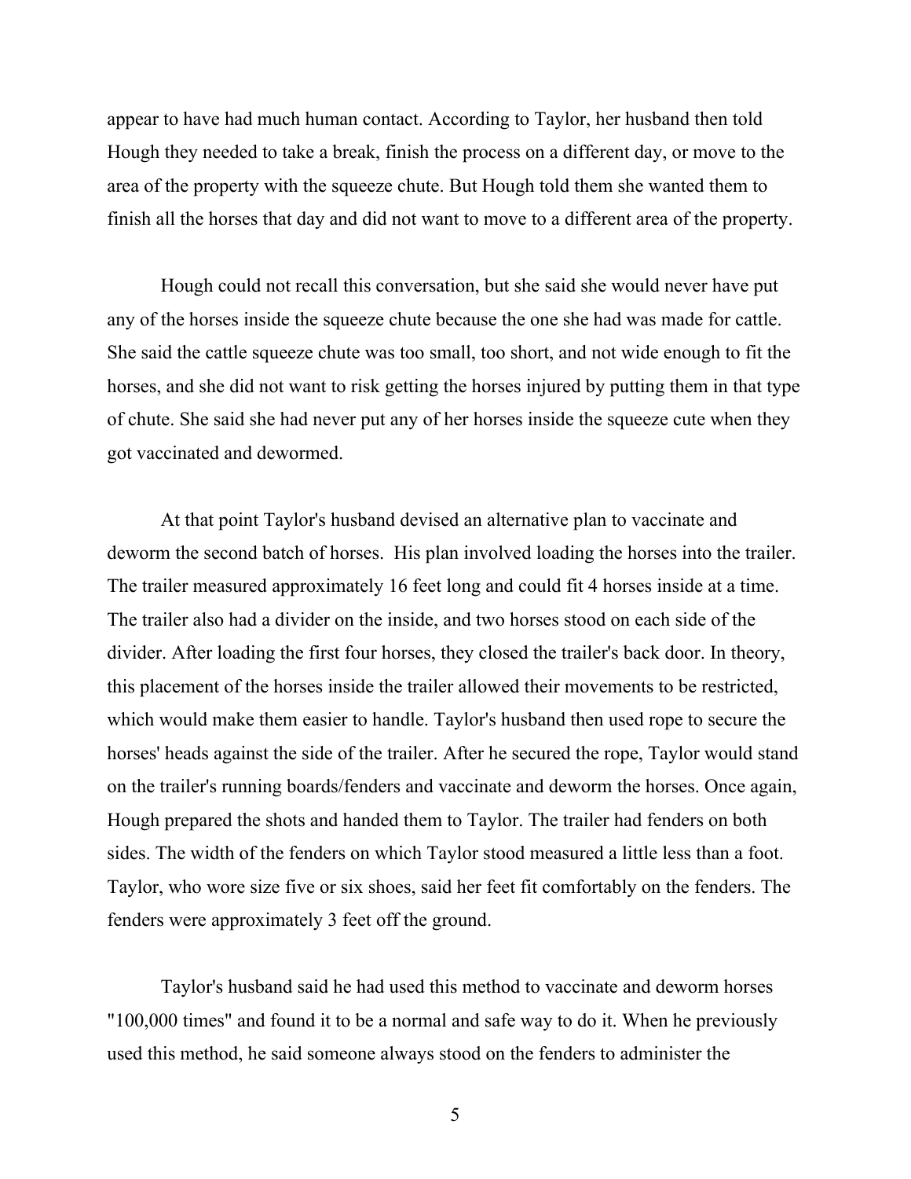appear to have had much human contact. According to Taylor, her husband then told Hough they needed to take a break, finish the process on a different day, or move to the area of the property with the squeeze chute. But Hough told them she wanted them to finish all the horses that day and did not want to move to a different area of the property.

Hough could not recall this conversation, but she said she would never have put any of the horses inside the squeeze chute because the one she had was made for cattle. She said the cattle squeeze chute was too small, too short, and not wide enough to fit the horses, and she did not want to risk getting the horses injured by putting them in that type of chute. She said she had never put any of her horses inside the squeeze cute when they got vaccinated and dewormed.

At that point Taylor's husband devised an alternative plan to vaccinate and deworm the second batch of horses. His plan involved loading the horses into the trailer. The trailer measured approximately 16 feet long and could fit 4 horses inside at a time. The trailer also had a divider on the inside, and two horses stood on each side of the divider. After loading the first four horses, they closed the trailer's back door. In theory, this placement of the horses inside the trailer allowed their movements to be restricted, which would make them easier to handle. Taylor's husband then used rope to secure the horses' heads against the side of the trailer. After he secured the rope, Taylor would stand on the trailer's running boards/fenders and vaccinate and deworm the horses. Once again, Hough prepared the shots and handed them to Taylor. The trailer had fenders on both sides. The width of the fenders on which Taylor stood measured a little less than a foot. Taylor, who wore size five or six shoes, said her feet fit comfortably on the fenders. The fenders were approximately 3 feet off the ground.

Taylor's husband said he had used this method to vaccinate and deworm horses "100,000 times" and found it to be a normal and safe way to do it. When he previously used this method, he said someone always stood on the fenders to administer the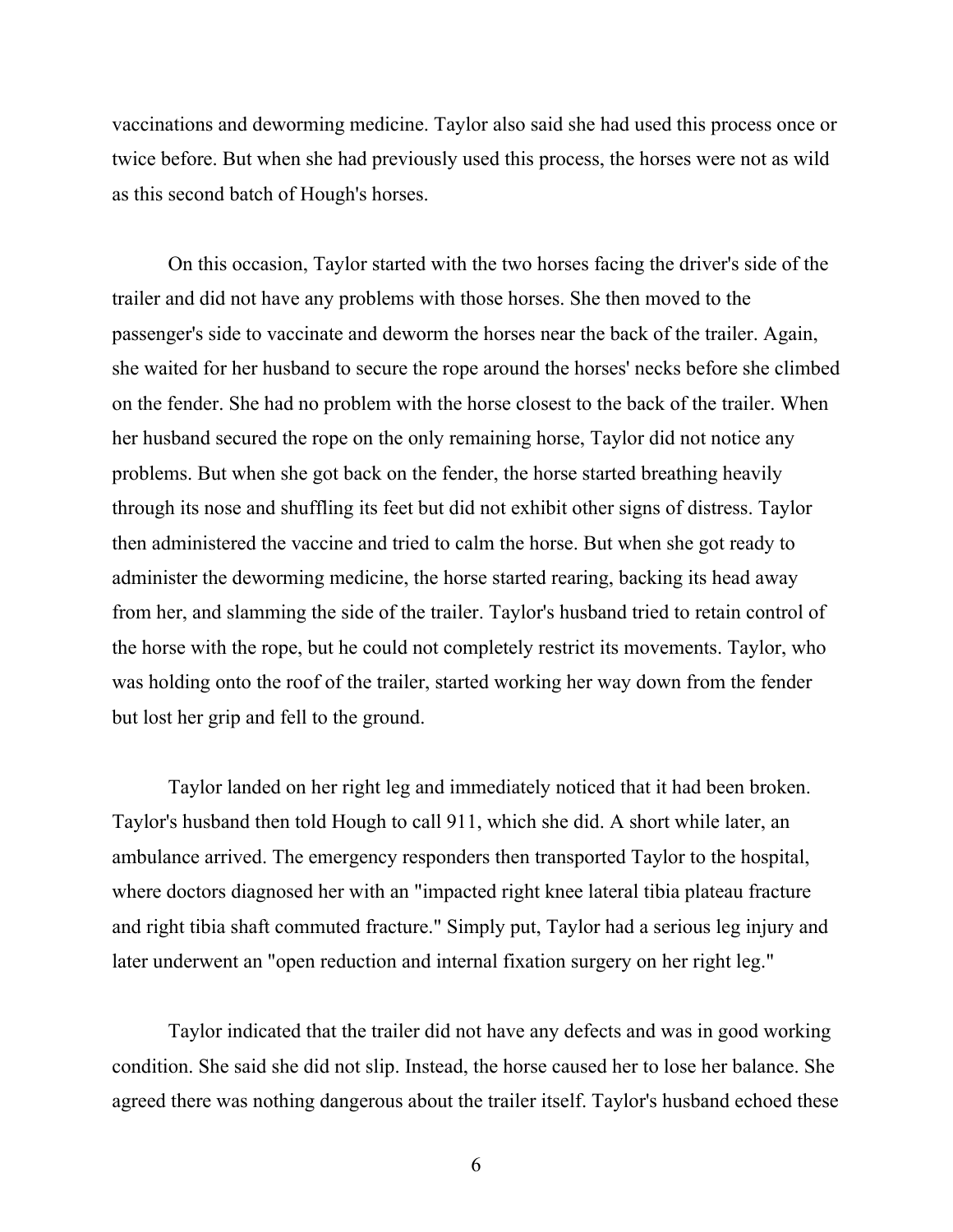vaccinations and deworming medicine. Taylor also said she had used this process once or twice before. But when she had previously used this process, the horses were not as wild as this second batch of Hough's horses.

On this occasion, Taylor started with the two horses facing the driver's side of the trailer and did not have any problems with those horses. She then moved to the passenger's side to vaccinate and deworm the horses near the back of the trailer. Again, she waited for her husband to secure the rope around the horses' necks before she climbed on the fender. She had no problem with the horse closest to the back of the trailer. When her husband secured the rope on the only remaining horse, Taylor did not notice any problems. But when she got back on the fender, the horse started breathing heavily through its nose and shuffling its feet but did not exhibit other signs of distress. Taylor then administered the vaccine and tried to calm the horse. But when she got ready to administer the deworming medicine, the horse started rearing, backing its head away from her, and slamming the side of the trailer. Taylor's husband tried to retain control of the horse with the rope, but he could not completely restrict its movements. Taylor, who was holding onto the roof of the trailer, started working her way down from the fender but lost her grip and fell to the ground.

Taylor landed on her right leg and immediately noticed that it had been broken. Taylor's husband then told Hough to call 911, which she did. A short while later, an ambulance arrived. The emergency responders then transported Taylor to the hospital, where doctors diagnosed her with an "impacted right knee lateral tibia plateau fracture and right tibia shaft commuted fracture." Simply put, Taylor had a serious leg injury and later underwent an "open reduction and internal fixation surgery on her right leg."

Taylor indicated that the trailer did not have any defects and was in good working condition. She said she did not slip. Instead, the horse caused her to lose her balance. She agreed there was nothing dangerous about the trailer itself. Taylor's husband echoed these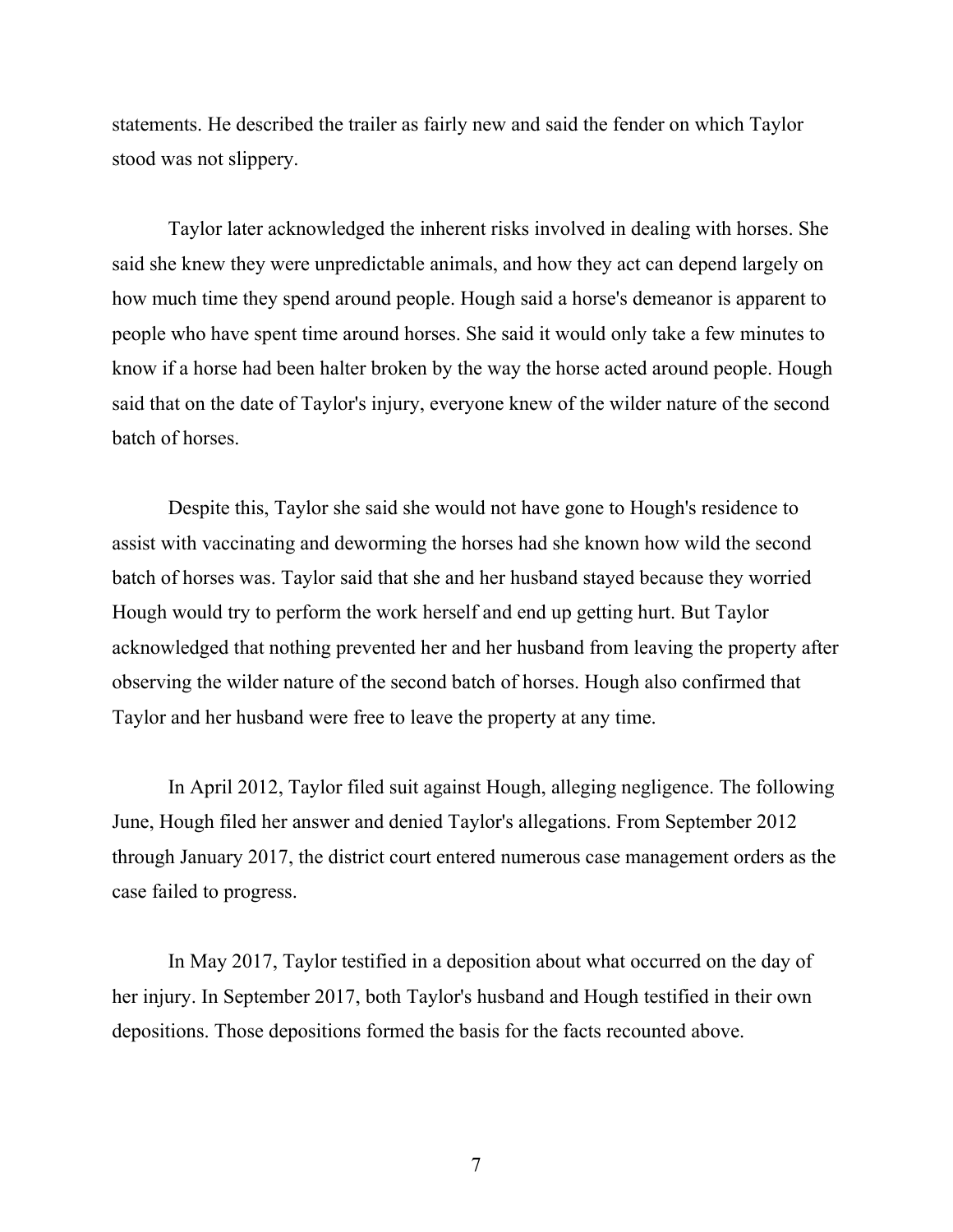statements. He described the trailer as fairly new and said the fender on which Taylor stood was not slippery.

Taylor later acknowledged the inherent risks involved in dealing with horses. She said she knew they were unpredictable animals, and how they act can depend largely on how much time they spend around people. Hough said a horse's demeanor is apparent to people who have spent time around horses. She said it would only take a few minutes to know if a horse had been halter broken by the way the horse acted around people. Hough said that on the date of Taylor's injury, everyone knew of the wilder nature of the second batch of horses.

Despite this, Taylor she said she would not have gone to Hough's residence to assist with vaccinating and deworming the horses had she known how wild the second batch of horses was. Taylor said that she and her husband stayed because they worried Hough would try to perform the work herself and end up getting hurt. But Taylor acknowledged that nothing prevented her and her husband from leaving the property after observing the wilder nature of the second batch of horses. Hough also confirmed that Taylor and her husband were free to leave the property at any time.

In April 2012, Taylor filed suit against Hough, alleging negligence. The following June, Hough filed her answer and denied Taylor's allegations. From September 2012 through January 2017, the district court entered numerous case management orders as the case failed to progress.

In May 2017, Taylor testified in a deposition about what occurred on the day of her injury. In September 2017, both Taylor's husband and Hough testified in their own depositions. Those depositions formed the basis for the facts recounted above.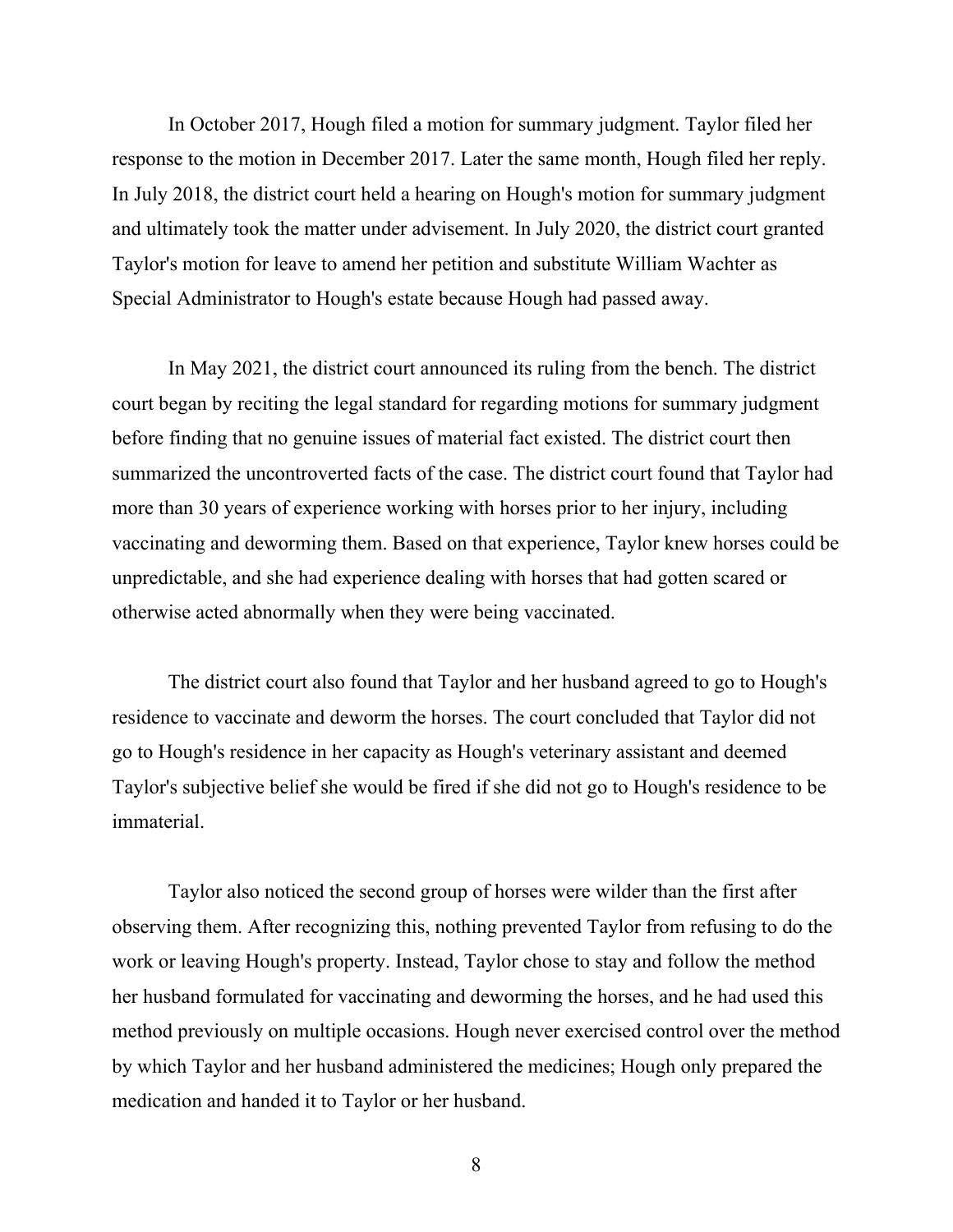In October 2017, Hough filed a motion for summary judgment. Taylor filed her response to the motion in December 2017. Later the same month, Hough filed her reply. In July 2018, the district court held a hearing on Hough's motion for summary judgment and ultimately took the matter under advisement. In July 2020, the district court granted Taylor's motion for leave to amend her petition and substitute William Wachter as Special Administrator to Hough's estate because Hough had passed away.

In May 2021, the district court announced its ruling from the bench. The district court began by reciting the legal standard for regarding motions for summary judgment before finding that no genuine issues of material fact existed. The district court then summarized the uncontroverted facts of the case. The district court found that Taylor had more than 30 years of experience working with horses prior to her injury, including vaccinating and deworming them. Based on that experience, Taylor knew horses could be unpredictable, and she had experience dealing with horses that had gotten scared or otherwise acted abnormally when they were being vaccinated.

The district court also found that Taylor and her husband agreed to go to Hough's residence to vaccinate and deworm the horses. The court concluded that Taylor did not go to Hough's residence in her capacity as Hough's veterinary assistant and deemed Taylor's subjective belief she would be fired if she did not go to Hough's residence to be immaterial.

Taylor also noticed the second group of horses were wilder than the first after observing them. After recognizing this, nothing prevented Taylor from refusing to do the work or leaving Hough's property. Instead, Taylor chose to stay and follow the method her husband formulated for vaccinating and deworming the horses, and he had used this method previously on multiple occasions. Hough never exercised control over the method by which Taylor and her husband administered the medicines; Hough only prepared the medication and handed it to Taylor or her husband.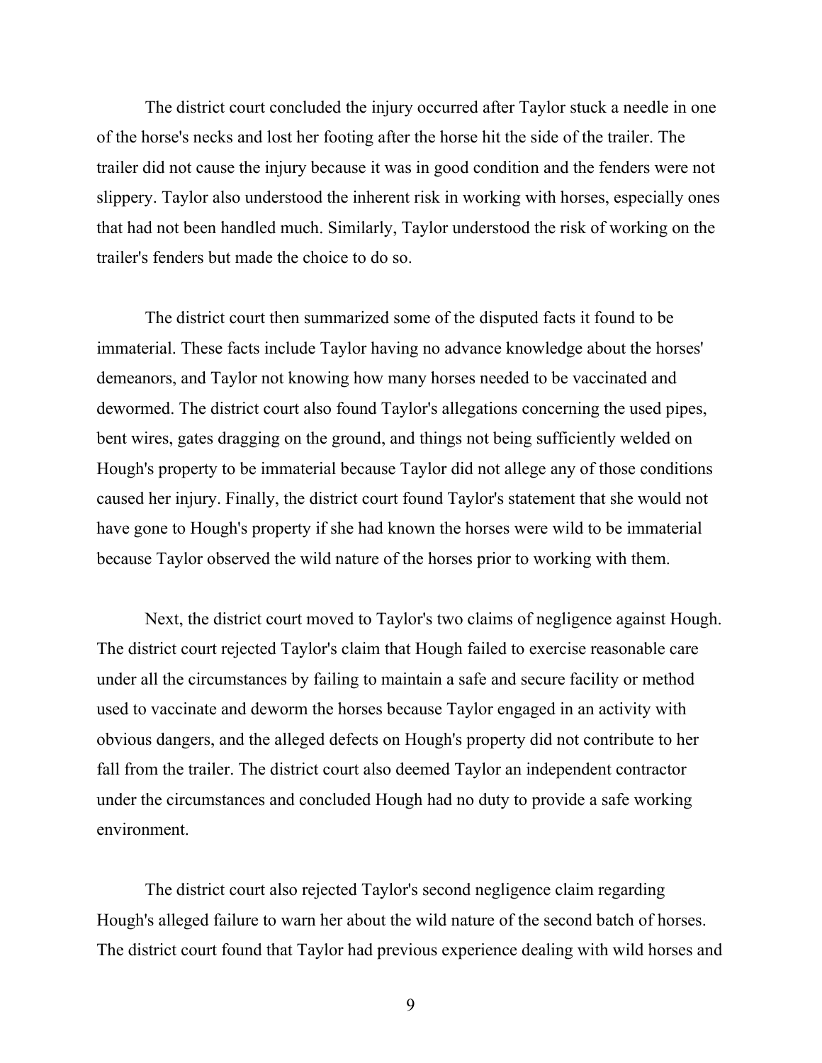The district court concluded the injury occurred after Taylor stuck a needle in one of the horse's necks and lost her footing after the horse hit the side of the trailer. The trailer did not cause the injury because it was in good condition and the fenders were not slippery. Taylor also understood the inherent risk in working with horses, especially ones that had not been handled much. Similarly, Taylor understood the risk of working on the trailer's fenders but made the choice to do so.

The district court then summarized some of the disputed facts it found to be immaterial. These facts include Taylor having no advance knowledge about the horses' demeanors, and Taylor not knowing how many horses needed to be vaccinated and dewormed. The district court also found Taylor's allegations concerning the used pipes, bent wires, gates dragging on the ground, and things not being sufficiently welded on Hough's property to be immaterial because Taylor did not allege any of those conditions caused her injury. Finally, the district court found Taylor's statement that she would not have gone to Hough's property if she had known the horses were wild to be immaterial because Taylor observed the wild nature of the horses prior to working with them.

Next, the district court moved to Taylor's two claims of negligence against Hough. The district court rejected Taylor's claim that Hough failed to exercise reasonable care under all the circumstances by failing to maintain a safe and secure facility or method used to vaccinate and deworm the horses because Taylor engaged in an activity with obvious dangers, and the alleged defects on Hough's property did not contribute to her fall from the trailer. The district court also deemed Taylor an independent contractor under the circumstances and concluded Hough had no duty to provide a safe working environment.

The district court also rejected Taylor's second negligence claim regarding Hough's alleged failure to warn her about the wild nature of the second batch of horses. The district court found that Taylor had previous experience dealing with wild horses and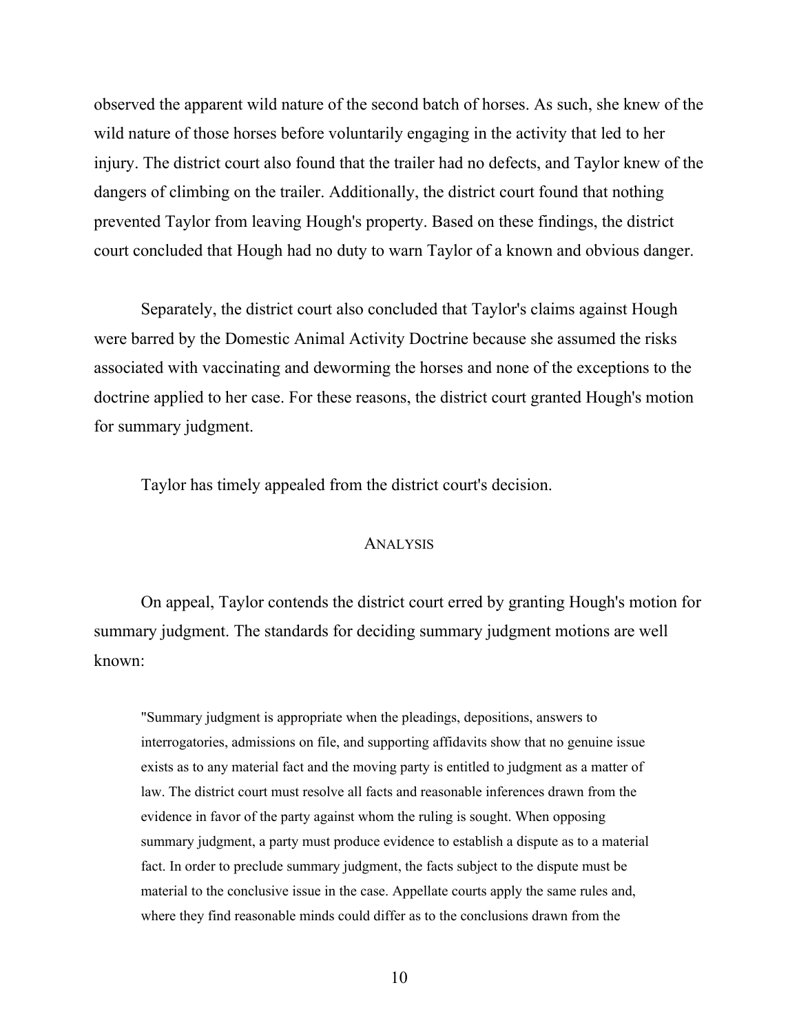observed the apparent wild nature of the second batch of horses. As such, she knew of the wild nature of those horses before voluntarily engaging in the activity that led to her injury. The district court also found that the trailer had no defects, and Taylor knew of the dangers of climbing on the trailer. Additionally, the district court found that nothing prevented Taylor from leaving Hough's property. Based on these findings, the district court concluded that Hough had no duty to warn Taylor of a known and obvious danger.

Separately, the district court also concluded that Taylor's claims against Hough were barred by the Domestic Animal Activity Doctrine because she assumed the risks associated with vaccinating and deworming the horses and none of the exceptions to the doctrine applied to her case. For these reasons, the district court granted Hough's motion for summary judgment.

Taylor has timely appealed from the district court's decision.

## ANALYSIS

On appeal, Taylor contends the district court erred by granting Hough's motion for summary judgment. The standards for deciding summary judgment motions are well known:

> "Summary judgment is appropriate when the pleadings, depositions, answers to interrogatories, admissions on file, and supporting affidavits show that no genuine issue exists as to any material fact and the moving party is entitled to judgment as a matter of law. The district court must resolve all facts and reasonable inferences drawn from the evidence in favor of the party against whom the ruling is sought. When opposing summary judgment, a party must produce evidence to establish a dispute as to a material fact. In order to preclude summary judgment, the facts subject to the dispute must be material to the conclusive issue in the case. Appellate courts apply the same rules and, where they find reasonable minds could differ as to the conclusions drawn from the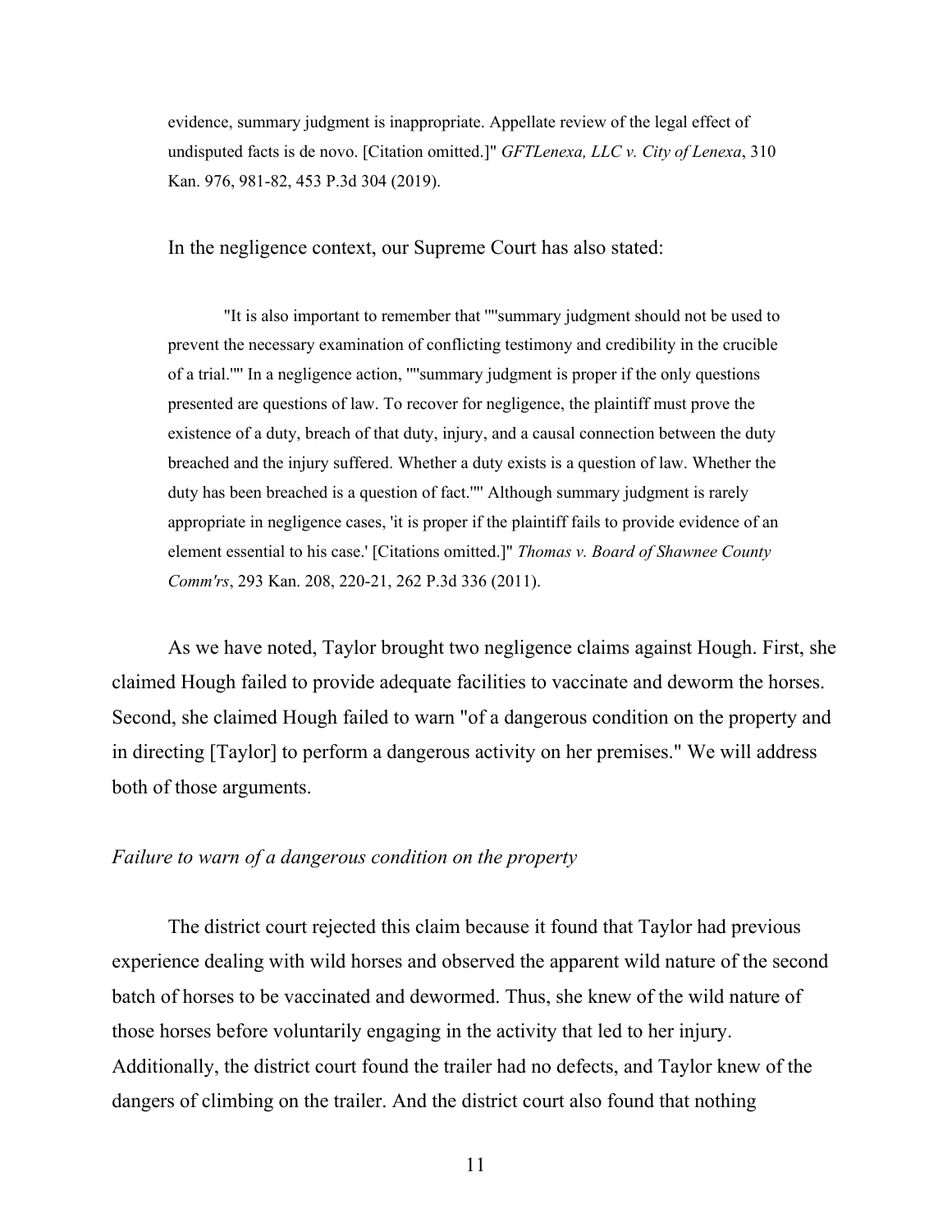evidence, summary judgment is inappropriate. Appellate review of the legal effect of undisputed facts is de novo. [Citation omitted.]" *GFTLenexa, LLC v. City of Lenexa*, 310 Kan. 976, 981-82, 453 P.3d 304 (2019).

In the negligence context, our Supreme Court has also stated:

> "It is also important to remember that ""summary judgment should not be used to prevent the necessary examination of conflicting testimony and credibility in the crucible of a trial."" In a negligence action, ""summary judgment is proper if the only questions presented are questions of law. To recover for negligence, the plaintiff must prove the existence of a duty, breach of that duty, injury, and a causal connection between the duty breached and the injury suffered. Whether a duty exists is a question of law. Whether the duty has been breached is a question of fact."" Although summary judgment is rarely appropriate in negligence cases, 'it is proper if the plaintiff fails to provide evidence of an element essential to his case.' [Citations omitted.]" *Thomas v. Board of Shawnee County Comm'rs*, 293 Kan. 208, 220-21, 262 P.3d 336 (2011).

As we have noted, Taylor brought two negligence claims against Hough. First, she claimed Hough failed to provide adequate facilities to vaccinate and deworm the horses. Second, she claimed Hough failed to warn "of a dangerous condition on the property and in directing [Taylor] to perform a dangerous activity on her premises." We will address both of those arguments.

*Failure to warn of a dangerous condition on the property*

The district court rejected this claim because it found that Taylor had previous experience dealing with wild horses and observed the apparent wild nature of the second batch of horses to be vaccinated and dewormed. Thus, she knew of the wild nature of those horses before voluntarily engaging in the activity that led to her injury. Additionally, the district court found the trailer had no defects, and Taylor knew of the dangers of climbing on the trailer. And the district court also found that nothing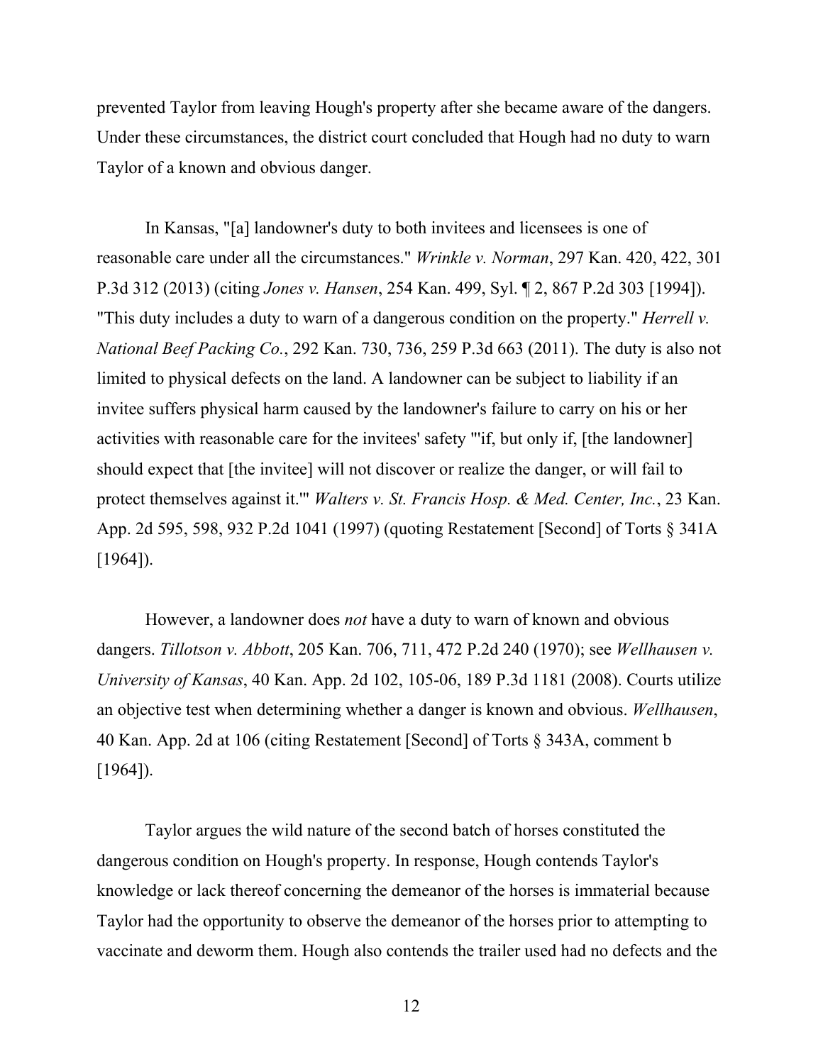prevented Taylor from leaving Hough's property after she became aware of the dangers. Under these circumstances, the district court concluded that Hough had no duty to warn Taylor of a known and obvious danger.

In Kansas, "[a] landowner's duty to both invitees and licensees is one of reasonable care under all the circumstances." *Wrinkle v. Norman*, 297 Kan. 420, 422, 301 P.3d 312 (2013) (citing *Jones v. Hansen*, 254 Kan. 499, Syl. ¶ 2, 867 P.2d 303 [1994]). "This duty includes a duty to warn of a dangerous condition on the property." *Herrell v. National Beef Packing Co.*, 292 Kan. 730, 736, 259 P.3d 663 (2011). The duty is also not limited to physical defects on the land. A landowner can be subject to liability if an invitee suffers physical harm caused by the landowner's failure to carry on his or her activities with reasonable care for the invitees' safety "'if, but only if, [the landowner] should expect that [the invitee] will not discover or realize the danger, or will fail to protect themselves against it.'" *Walters v. St. Francis Hosp. & Med. Center, Inc.*, 23 Kan. App. 2d 595, 598, 932 P.2d 1041 (1997) (quoting Restatement [Second] of Torts § 341A [1964]).

However, a landowner does *not* have a duty to warn of known and obvious dangers. *Tillotson v. Abbott*, 205 Kan. 706, 711, 472 P.2d 240 (1970); see *Wellhausen v. University of Kansas*, 40 Kan. App. 2d 102, 105-06, 189 P.3d 1181 (2008). Courts utilize an objective test when determining whether a danger is known and obvious. *Wellhausen*, 40 Kan. App. 2d at 106 (citing Restatement [Second] of Torts § 343A, comment b [1964]).

Taylor argues the wild nature of the second batch of horses constituted the dangerous condition on Hough's property. In response, Hough contends Taylor's knowledge or lack thereof concerning the demeanor of the horses is immaterial because Taylor had the opportunity to observe the demeanor of the horses prior to attempting to vaccinate and deworm them. Hough also contends the trailer used had no defects and the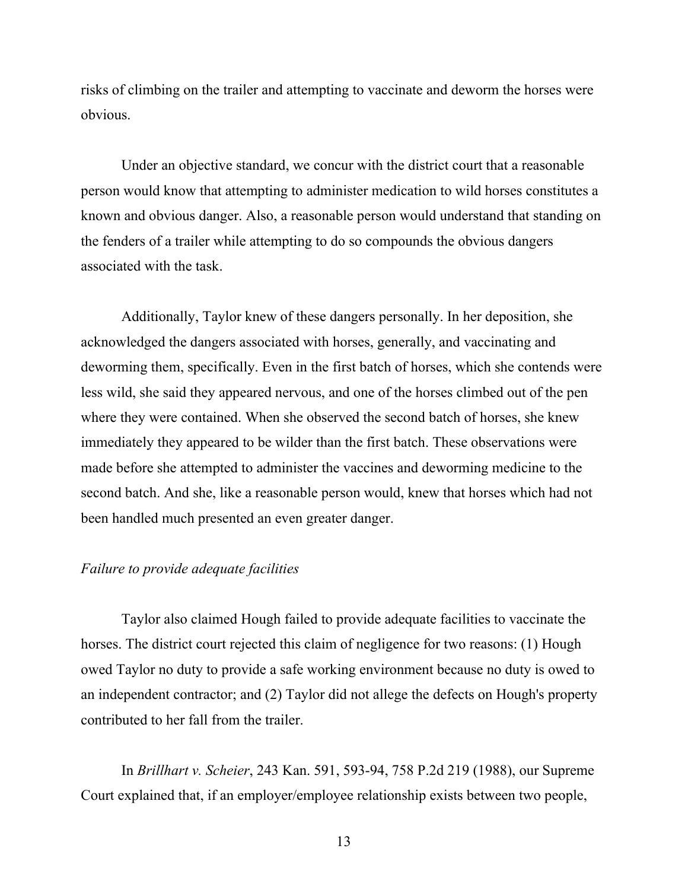risks of climbing on the trailer and attempting to vaccinate and deworm the horses were obvious.

Under an objective standard, we concur with the district court that a reasonable person would know that attempting to administer medication to wild horses constitutes a known and obvious danger. Also, a reasonable person would understand that standing on the fenders of a trailer while attempting to do so compounds the obvious dangers associated with the task.

Additionally, Taylor knew of these dangers personally. In her deposition, she acknowledged the dangers associated with horses, generally, and vaccinating and deworming them, specifically. Even in the first batch of horses, which she contends were less wild, she said they appeared nervous, and one of the horses climbed out of the pen where they were contained. When she observed the second batch of horses, she knew immediately they appeared to be wilder than the first batch. These observations were made before she attempted to administer the vaccines and deworming medicine to the second batch. And she, like a reasonable person would, knew that horses which had not been handled much presented an even greater danger.

*Failure to provide adequate facilities*

Taylor also claimed Hough failed to provide adequate facilities to vaccinate the horses. The district court rejected this claim of negligence for two reasons: (1) Hough owed Taylor no duty to provide a safe working environment because no duty is owed to an independent contractor; and (2) Taylor did not allege the defects on Hough's property contributed to her fall from the trailer.

In *Brillhart v. Scheier*, 243 Kan. 591, 593-94, 758 P.2d 219 (1988), our Supreme Court explained that, if an employer/employee relationship exists between two people,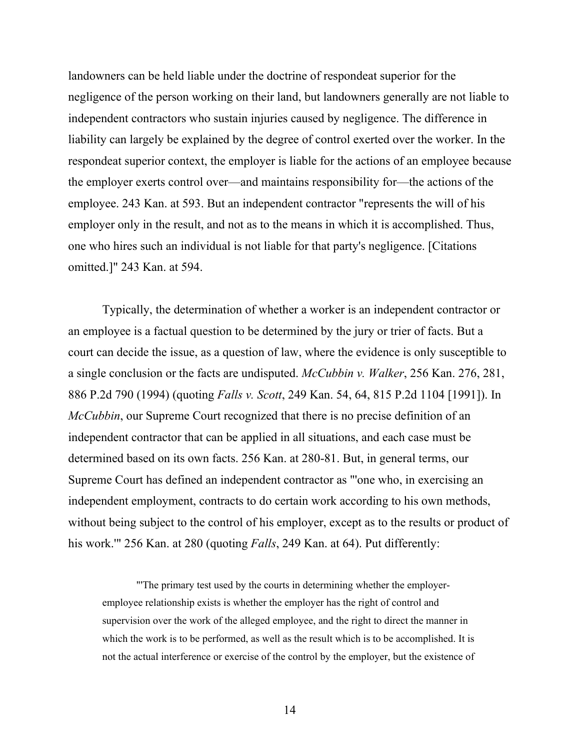landowners can be held liable under the doctrine of respondeat superior for the negligence of the person working on their land, but landowners generally are not liable to independent contractors who sustain injuries caused by negligence. The difference in liability can largely be explained by the degree of control exerted over the worker. In the respondeat superior context, the employer is liable for the actions of an employee because the employer exerts control over—and maintains responsibility for—the actions of the employee. 243 Kan. at 593. But an independent contractor "represents the will of his employer only in the result, and not as to the means in which it is accomplished. Thus, one who hires such an individual is not liable for that party's negligence. [Citations omitted.]" 243 Kan. at 594.

Typically, the determination of whether a worker is an independent contractor or an employee is a factual question to be determined by the jury or trier of facts. But a court can decide the issue, as a question of law, where the evidence is only susceptible to a single conclusion or the facts are undisputed. *McCubbin v. Walker*, 256 Kan. 276, 281, 886 P.2d 790 (1994) (quoting *Falls v. Scott*, 249 Kan. 54, 64, 815 P.2d 1104 [1991]). In *McCubbin*, our Supreme Court recognized that there is no precise definition of an independent contractor that can be applied in all situations, and each case must be determined based on its own facts. 256 Kan. at 280-81. But, in general terms, our Supreme Court has defined an independent contractor as "'one who, in exercising an independent employment, contracts to do certain work according to his own methods, without being subject to the control of his employer, except as to the results or product of his work.'" 256 Kan. at 280 (quoting *Falls*, 249 Kan. at 64). Put differently:

> "'The primary test used by the courts in determining whether the employer-employee relationship exists is whether the employer has the right of control and supervision over the work of the alleged employee, and the right to direct the manner in which the work is to be performed, as well as the result which is to be accomplished. It is not the actual interference or exercise of the control by the employer, but the existence of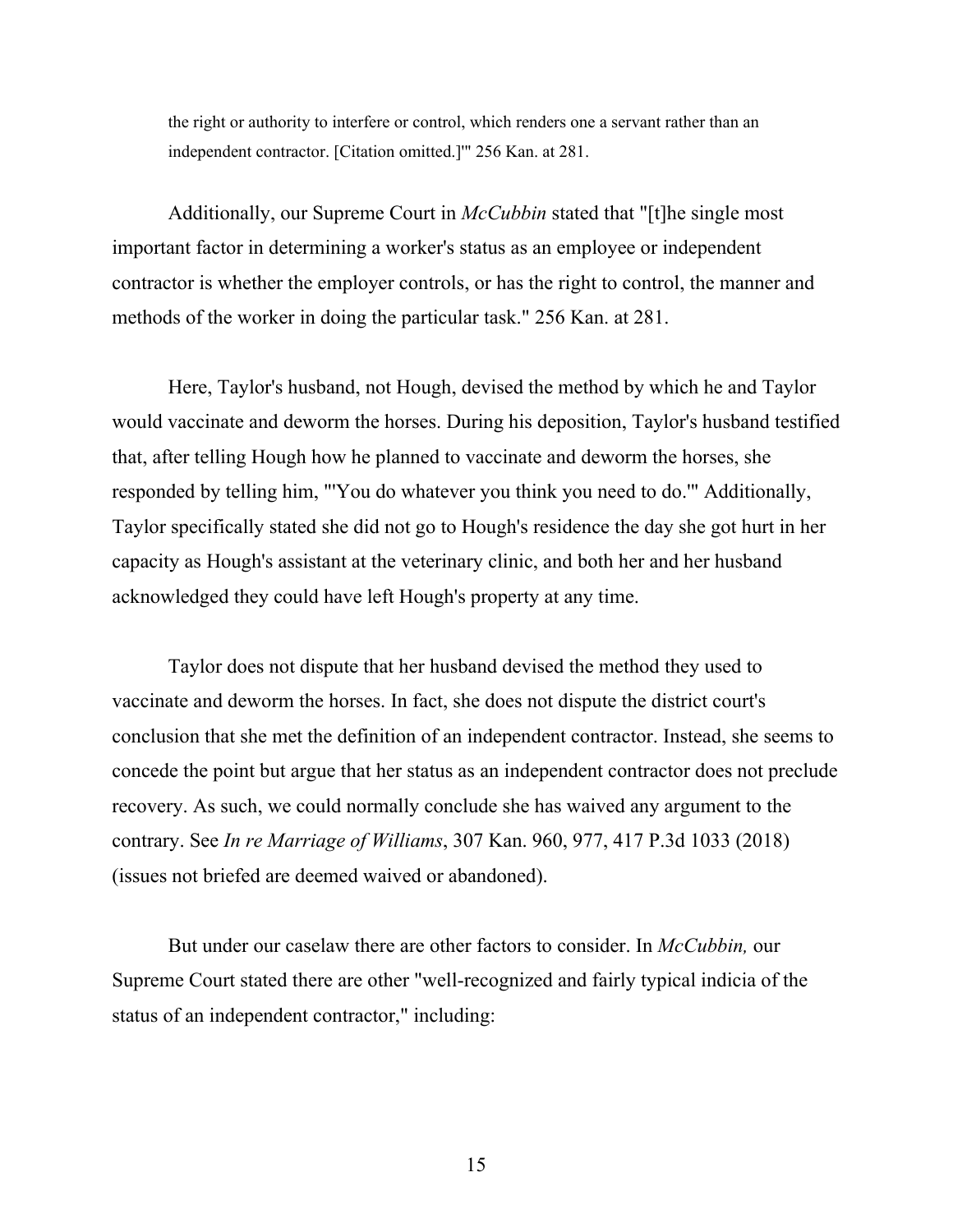> the right or authority to interfere or control, which renders one a servant rather than an independent contractor. [Citation omitted.]'" 256 Kan. at 281.

Additionally, our Supreme Court in *McCubbin* stated that "[t]he single most important factor in determining a worker's status as an employee or independent contractor is whether the employer controls, or has the right to control, the manner and methods of the worker in doing the particular task." 256 Kan. at 281.

Here, Taylor's husband, not Hough, devised the method by which he and Taylor would vaccinate and deworm the horses. During his deposition, Taylor's husband testified that, after telling Hough how he planned to vaccinate and deworm the horses, she responded by telling him, "'You do whatever you think you need to do.'" Additionally, Taylor specifically stated she did not go to Hough's residence the day she got hurt in her capacity as Hough's assistant at the veterinary clinic, and both her and her husband acknowledged they could have left Hough's property at any time.

Taylor does not dispute that her husband devised the method they used to vaccinate and deworm the horses. In fact, she does not dispute the district court's conclusion that she met the definition of an independent contractor. Instead, she seems to concede the point but argue that her status as an independent contractor does not preclude recovery. As such, we could normally conclude she has waived any argument to the contrary. See *In re Marriage of Williams*, 307 Kan. 960, 977, 417 P.3d 1033 (2018) (issues not briefed are deemed waived or abandoned).

But under our caselaw there are other factors to consider. In *McCubbin,* our Supreme Court stated there are other "well-recognized and fairly typical indicia of the status of an independent contractor," including: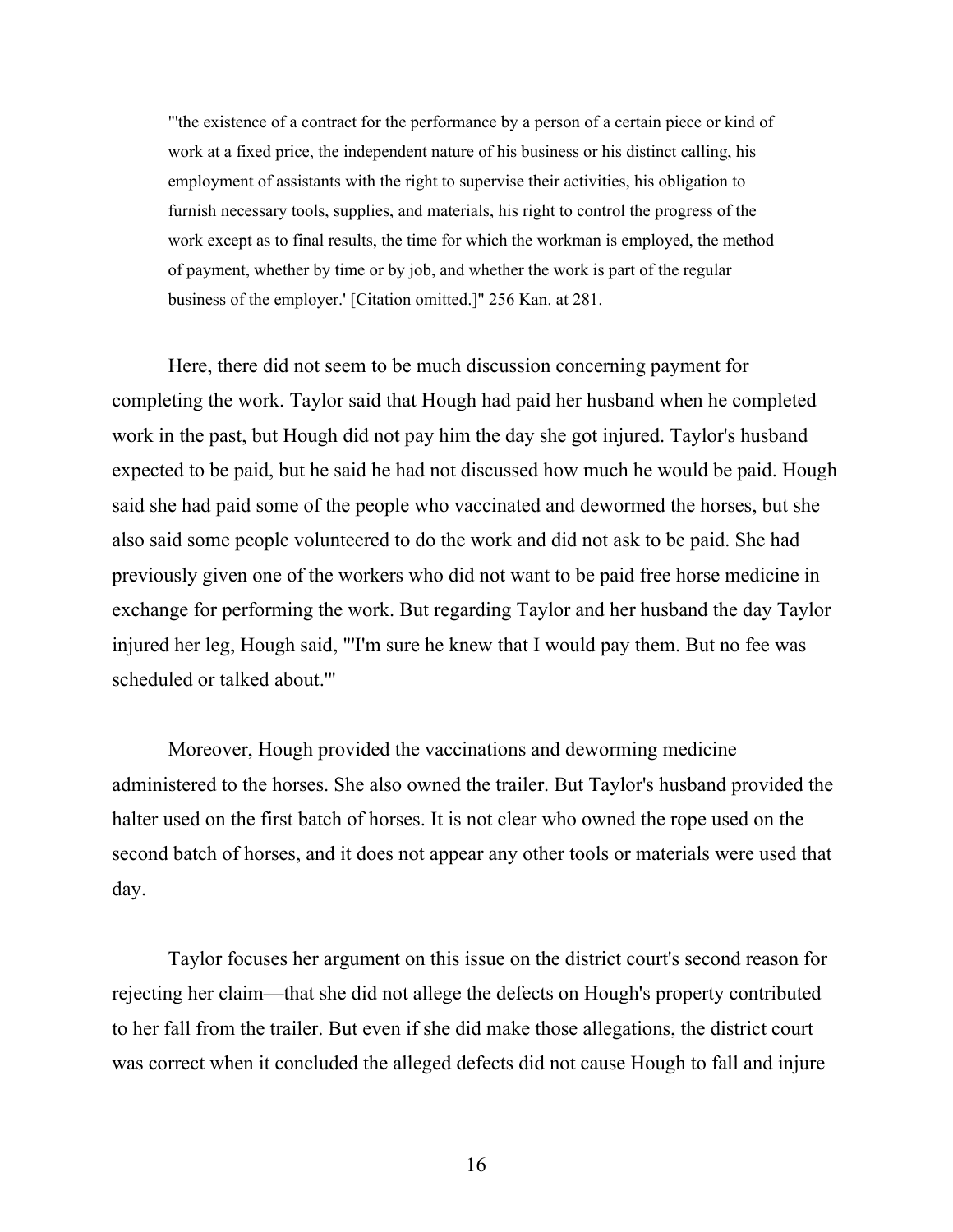> "'the existence of a contract for the performance by a person of a certain piece or kind of work at a fixed price, the independent nature of his business or his distinct calling, his employment of assistants with the right to supervise their activities, his obligation to furnish necessary tools, supplies, and materials, his right to control the progress of the work except as to final results, the time for which the workman is employed, the method of payment, whether by time or by job, and whether the work is part of the regular business of the employer.' [Citation omitted.]" 256 Kan. at 281.

Here, there did not seem to be much discussion concerning payment for completing the work. Taylor said that Hough had paid her husband when he completed work in the past, but Hough did not pay him the day she got injured. Taylor's husband expected to be paid, but he said he had not discussed how much he would be paid. Hough said she had paid some of the people who vaccinated and dewormed the horses, but she also said some people volunteered to do the work and did not ask to be paid. She had previously given one of the workers who did not want to be paid free horse medicine in exchange for performing the work. But regarding Taylor and her husband the day Taylor injured her leg, Hough said, "'I'm sure he knew that I would pay them. But no fee was scheduled or talked about.'"

Moreover, Hough provided the vaccinations and deworming medicine administered to the horses. She also owned the trailer. But Taylor's husband provided the halter used on the first batch of horses. It is not clear who owned the rope used on the second batch of horses, and it does not appear any other tools or materials were used that day.

Taylor focuses her argument on this issue on the district court's second reason for rejecting her claim—that she did not allege the defects on Hough's property contributed to her fall from the trailer. But even if she did make those allegations, the district court was correct when it concluded the alleged defects did not cause Hough to fall and injure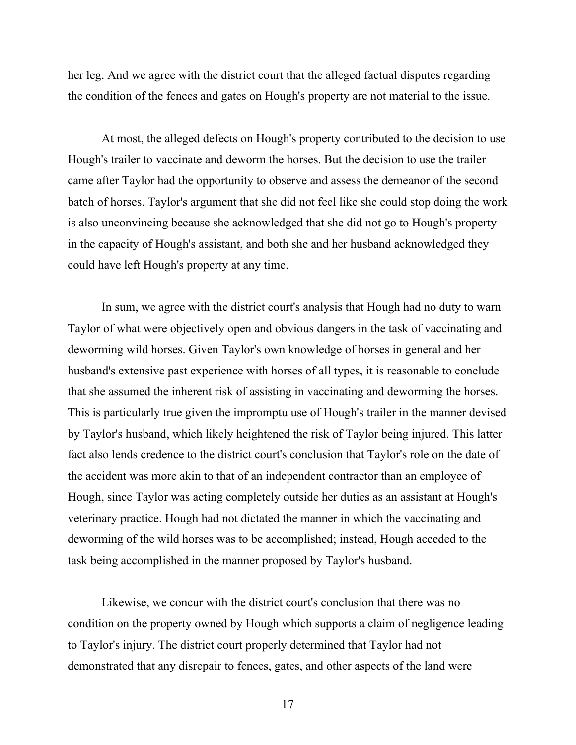her leg. And we agree with the district court that the alleged factual disputes regarding the condition of the fences and gates on Hough's property are not material to the issue.

At most, the alleged defects on Hough's property contributed to the decision to use Hough's trailer to vaccinate and deworm the horses. But the decision to use the trailer came after Taylor had the opportunity to observe and assess the demeanor of the second batch of horses. Taylor's argument that she did not feel like she could stop doing the work is also unconvincing because she acknowledged that she did not go to Hough's property in the capacity of Hough's assistant, and both she and her husband acknowledged they could have left Hough's property at any time.

In sum, we agree with the district court's analysis that Hough had no duty to warn Taylor of what were objectively open and obvious dangers in the task of vaccinating and deworming wild horses. Given Taylor's own knowledge of horses in general and her husband's extensive past experience with horses of all types, it is reasonable to conclude that she assumed the inherent risk of assisting in vaccinating and deworming the horses. This is particularly true given the impromptu use of Hough's trailer in the manner devised by Taylor's husband, which likely heightened the risk of Taylor being injured. This latter fact also lends credence to the district court's conclusion that Taylor's role on the date of the accident was more akin to that of an independent contractor than an employee of Hough, since Taylor was acting completely outside her duties as an assistant at Hough's veterinary practice. Hough had not dictated the manner in which the vaccinating and deworming of the wild horses was to be accomplished; instead, Hough acceded to the task being accomplished in the manner proposed by Taylor's husband.

Likewise, we concur with the district court's conclusion that there was no condition on the property owned by Hough which supports a claim of negligence leading to Taylor's injury. The district court properly determined that Taylor had not demonstrated that any disrepair to fences, gates, and other aspects of the land were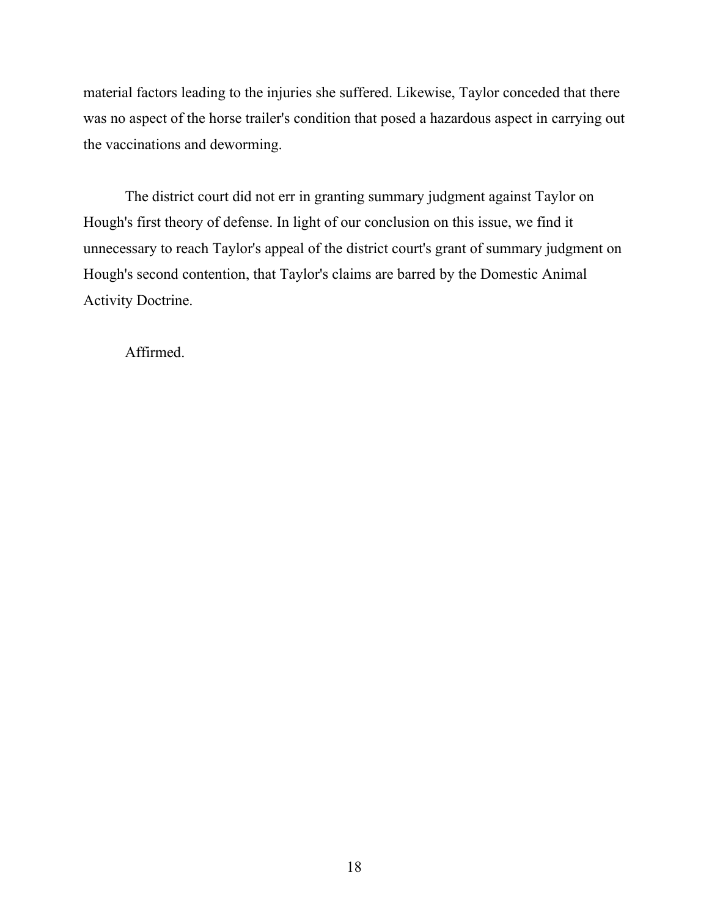material factors leading to the injuries she suffered. Likewise, Taylor conceded that there was no aspect of the horse trailer's condition that posed a hazardous aspect in carrying out the vaccinations and deworming.

The district court did not err in granting summary judgment against Taylor on Hough's first theory of defense. In light of our conclusion on this issue, we find it unnecessary to reach Taylor's appeal of the district court's grant of summary judgment on Hough's second contention, that Taylor's claims are barred by the Domestic Animal Activity Doctrine.

Affirmed.